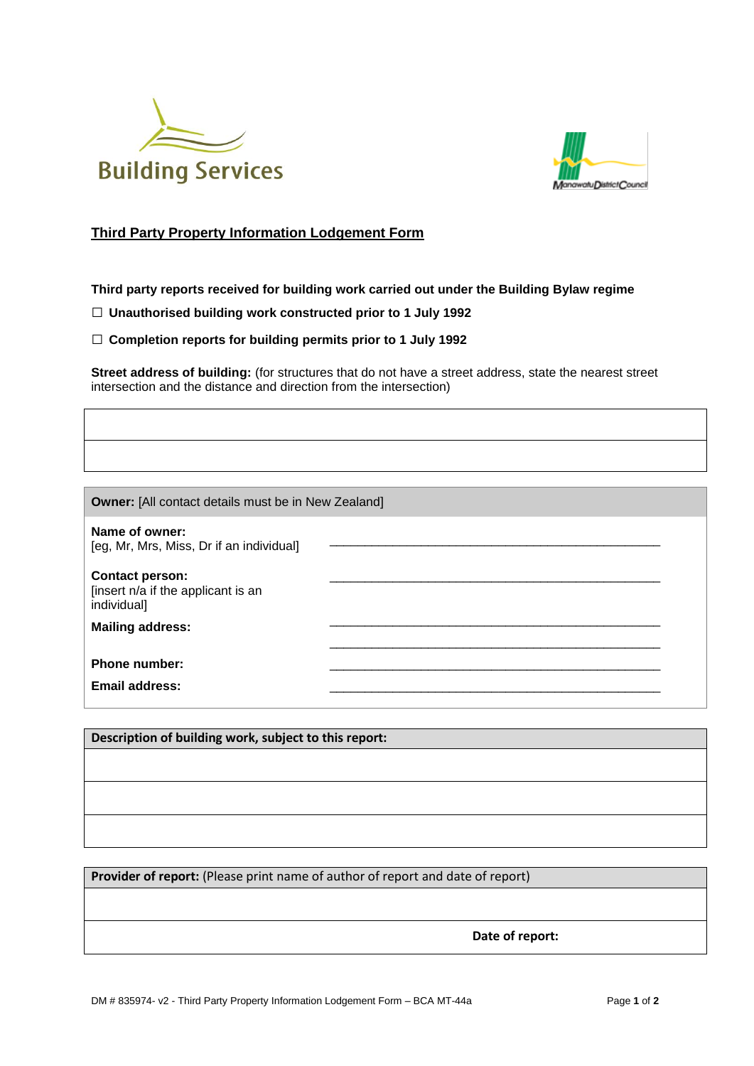Building Services

Manawatu District Council

## Third Party Property Information Lodgement Form

**Third party reports received for building work carried out under the Building Bylaw regime**

☐ **Unauthorised building work constructed prior to 1 July 1992**

☐ **Completion reports for building permits prior to 1 July 1992**

**Street address of building:** (for structures that do not have a street address, state the nearest street intersection and the distance and direction from the intersection)

| |
|---|
| |
| |

| **Owner:** [All contact details must be in New Zealand] | |
|---|---|
| **Name of owner:** [eg, Mr, Mrs, Miss, Dr if an individual] | ________________________________ |
| **Contact person:** [insert n/a if the applicant is an individual] | ________________________________ |
| **Mailing address:** | ________________________________ |
| | ________________________________ |
| **Phone number:** | ________________________________ |
| **Email address:** | ________________________________ |

| **Description of building work, subject to this report:** |
|---|
| |
| |
| |

| **Provider of report:** (Please print name of author of report and date of report) | |
|---|---|
| | |
| | **Date of report:** |

DM # 835974- v2 - Third Party Property Information Lodgement Form – BCA MT-44a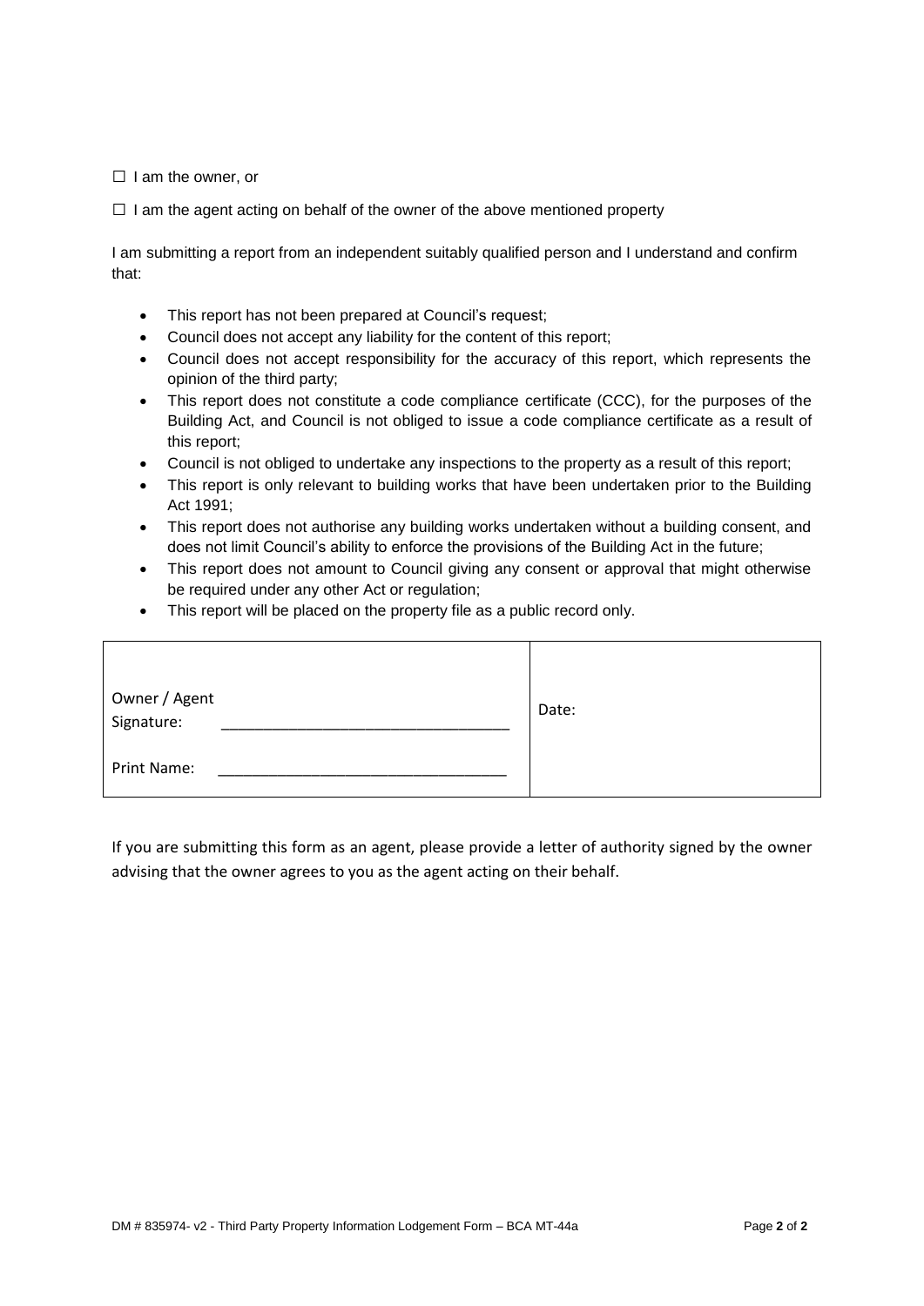☐ I am the owner, or

☐ I am the agent acting on behalf of the owner of the above mentioned property

I am submitting a report from an independent suitably qualified person and I understand and confirm that:

- This report has not been prepared at Council's request;
- Council does not accept any liability for the content of this report;
- Council does not accept responsibility for the accuracy of this report, which represents the opinion of the third party;
- This report does not constitute a code compliance certificate (CCC), for the purposes of the Building Act, and Council is not obliged to issue a code compliance certificate as a result of this report;
- Council is not obliged to undertake any inspections to the property as a result of this report;
- This report is only relevant to building works that have been undertaken prior to the Building Act 1991;
- This report does not authorise any building works undertaken without a building consent, and does not limit Council's ability to enforce the provisions of the Building Act in the future;
- This report does not amount to Council giving any consent or approval that might otherwise be required under any other Act or regulation;
- This report will be placed on the property file as a public record only.

| | |
|---|---|
| Owner / Agent Signature: ___________________________________<br><br>Print Name: ___________________________________ | Date: |

If you are submitting this form as an agent, please provide a letter of authority signed by the owner advising that the owner agrees to you as the agent acting on their behalf.